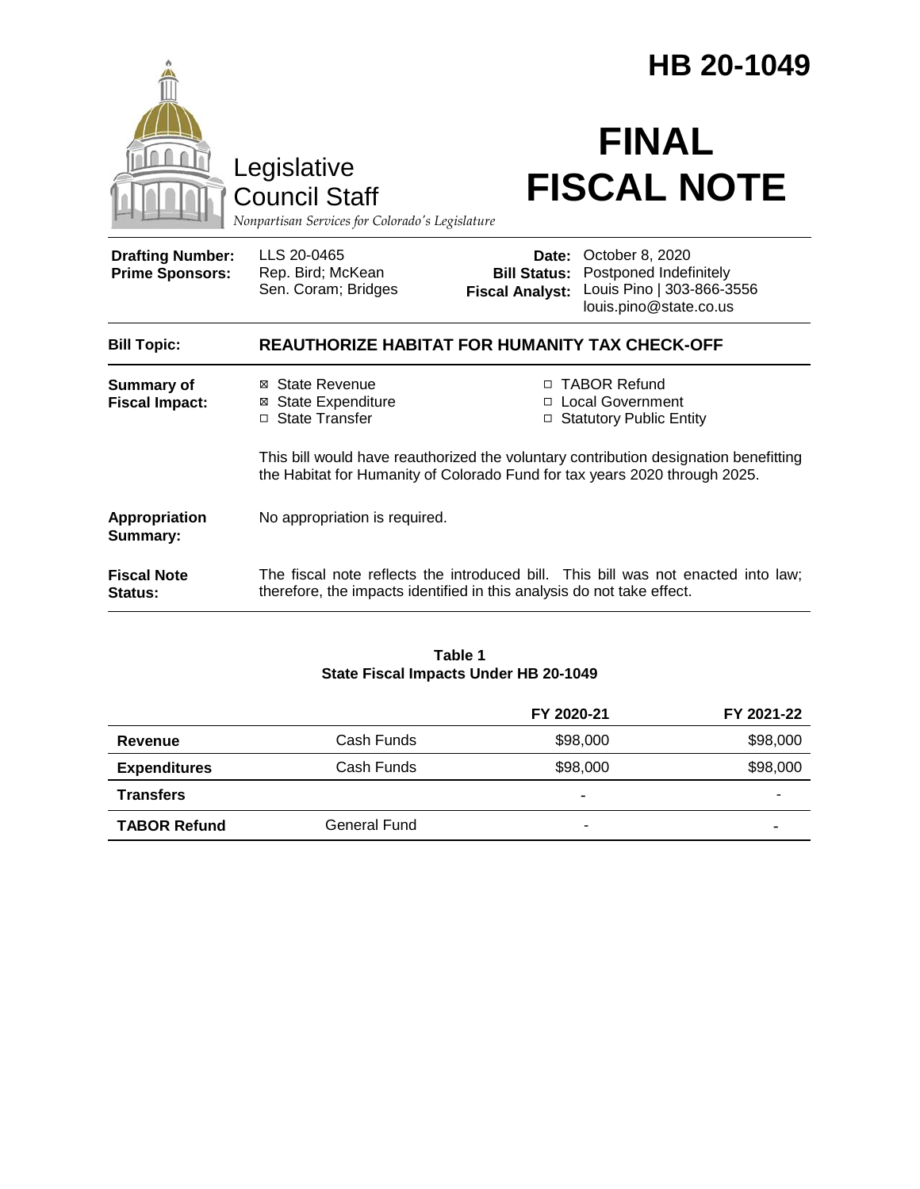# HB 20-1049

Legislative Council Staff

*Nonpartisan Services for Colorado's Legislature*

# FINAL FISCAL NOTE

| | | | |
|---|---|---|---|
| **Drafting Number:** | LLS 20-0465 | **Date:** | October 8, 2020 |
| **Prime Sponsors:** | Rep. Bird; McKean<br>Sen. Coram; Bridges | **Bill Status:** | Postponed Indefinitely |
| | | **Fiscal Analyst:** | Louis Pino \| 303-866-3556<br>louis.pino@state.co.us |

| | |
|---|---|
| **Bill Topic:** | **REAUTHORIZE HABITAT FOR HUMANITY TAX CHECK-OFF** |
| **Summary of Fiscal Impact:** | ☒ State Revenue<br>☒ State Expenditure<br>☐ State Transfer<br>☐ TABOR Refund<br>☐ Local Government<br>☐ Statutory Public Entity<br><br>This bill would have reauthorized the voluntary contribution designation benefitting the Habitat for Humanity of Colorado Fund for tax years 2020 through 2025. |
| **Appropriation Summary:** | No appropriation is required. |
| **Fiscal Note Status:** | The fiscal note reflects the introduced bill. This bill was not enacted into law; therefore, the impacts identified in this analysis do not take effect. |

**Table 1**
**State Fiscal Impacts Under HB 20-1049**

| | | FY 2020-21 | FY 2021-22 |
|---|---|---|---|
| **Revenue** | Cash Funds | $98,000 | $98,000 |
| **Expenditures** | Cash Funds | $98,000 | $98,000 |
| **Transfers** | | - | - |
| **TABOR Refund** | General Fund | - | - |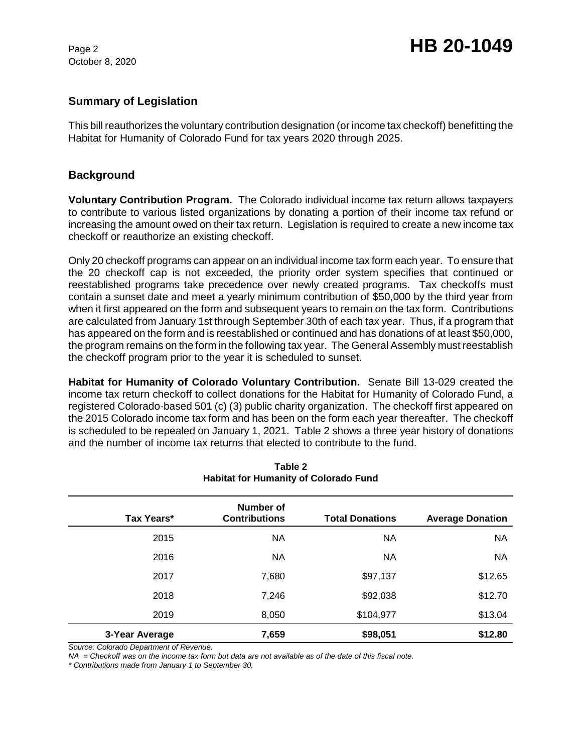## Summary of Legislation

This bill reauthorizes the voluntary contribution designation (or income tax checkoff) benefitting the Habitat for Humanity of Colorado Fund for tax years 2020 through 2025.

## Background

**Voluntary Contribution Program.** The Colorado individual income tax return allows taxpayers to contribute to various listed organizations by donating a portion of their income tax refund or increasing the amount owed on their tax return. Legislation is required to create a new income tax checkoff or reauthorize an existing checkoff.

Only 20 checkoff programs can appear on an individual income tax form each year. To ensure that the 20 checkoff cap is not exceeded, the priority order system specifies that continued or reestablished programs take precedence over newly created programs. Tax checkoffs must contain a sunset date and meet a yearly minimum contribution of $50,000 by the third year from when it first appeared on the form and subsequent years to remain on the tax form. Contributions are calculated from January 1st through September 30th of each tax year. Thus, if a program that has appeared on the form and is reestablished or continued and has donations of at least $50,000, the program remains on the form in the following tax year. The General Assembly must reestablish the checkoff program prior to the year it is scheduled to sunset.

**Habitat for Humanity of Colorado Voluntary Contribution.** Senate Bill 13-029 created the income tax return checkoff to collect donations for the Habitat for Humanity of Colorado Fund, a registered Colorado-based 501 (c) (3) public charity organization. The checkoff first appeared on the 2015 Colorado income tax form and has been on the form each year thereafter. The checkoff is scheduled to be repealed on January 1, 2021. Table 2 shows a three year history of donations and the number of income tax returns that elected to contribute to the fund.

**Table 2**
**Habitat for Humanity of Colorado Fund**

| Tax Years* | Number of Contributions | Total Donations | Average Donation |
|---|---|---|---|
| 2015 | NA | NA | NA |
| 2016 | NA | NA | NA |
| 2017 | 7,680 | $97,137 | $12.65 |
| 2018 | 7,246 | $92,038 | $12.70 |
| 2019 | 8,050 | $104,977 | $13.04 |
| **3-Year Average** | **7,659** | **$98,051** | **$12.80** |

*Source: Colorado Department of Revenue.*
*NA = Checkoff was on the income tax form but data are not available as of the date of this fiscal note.*
** Contributions made from January 1 to September 30.*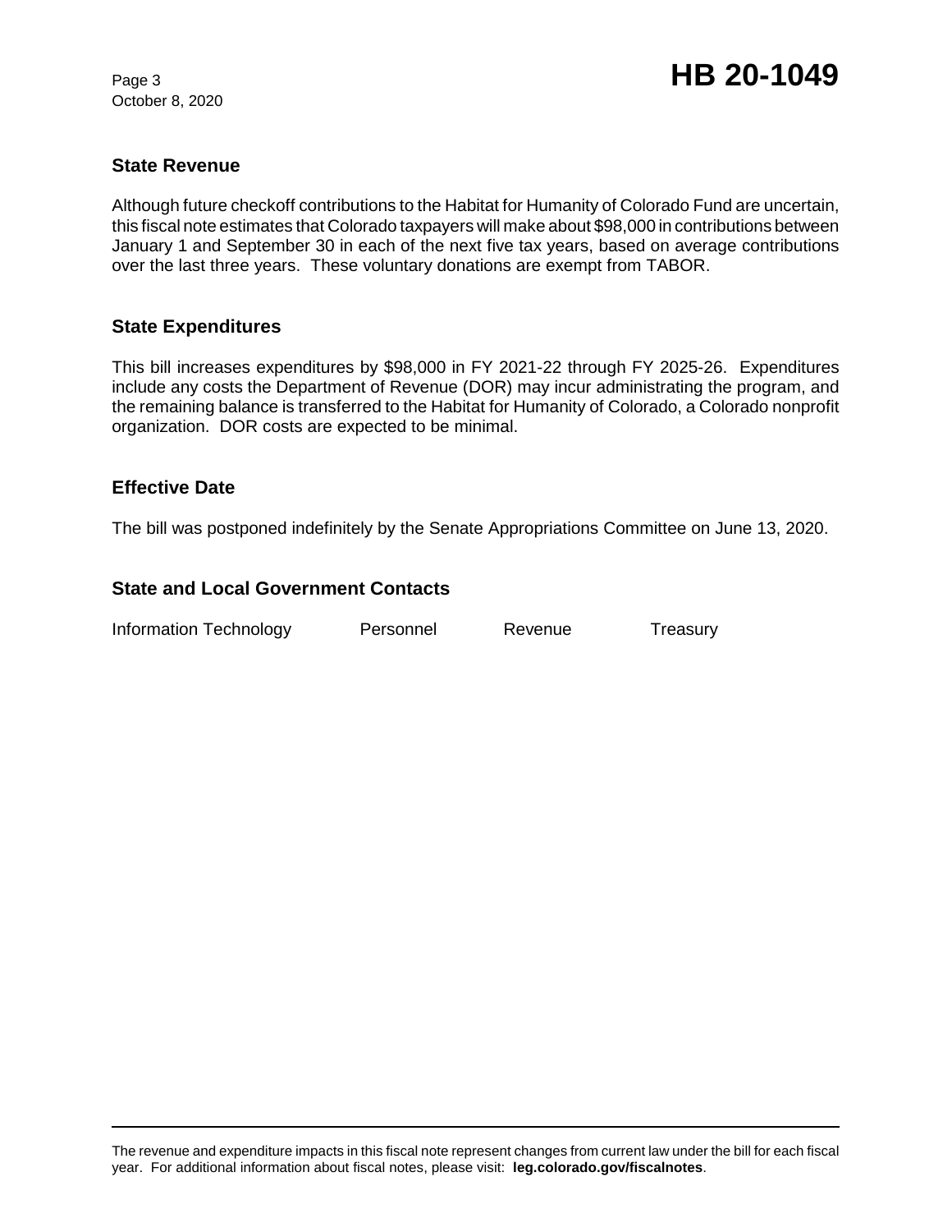## State Revenue

Although future checkoff contributions to the Habitat for Humanity of Colorado Fund are uncertain, this fiscal note estimates that Colorado taxpayers will make about $98,000 in contributions between January 1 and September 30 in each of the next five tax years, based on average contributions over the last three years. These voluntary donations are exempt from TABOR.

## State Expenditures

This bill increases expenditures by $98,000 in FY 2021-22 through FY 2025-26. Expenditures include any costs the Department of Revenue (DOR) may incur administrating the program, and the remaining balance is transferred to the Habitat for Humanity of Colorado, a Colorado nonprofit organization. DOR costs are expected to be minimal.

## Effective Date

The bill was postponed indefinitely by the Senate Appropriations Committee on June 13, 2020.

## State and Local Government Contacts

| | | | |
|---|---|---|---|
| Information Technology | Personnel | Revenue | Treasury |

The revenue and expenditure impacts in this fiscal note represent changes from current law under the bill for each fiscal year. For additional information about fiscal notes, please visit: **leg.colorado.gov/fiscalnotes**.